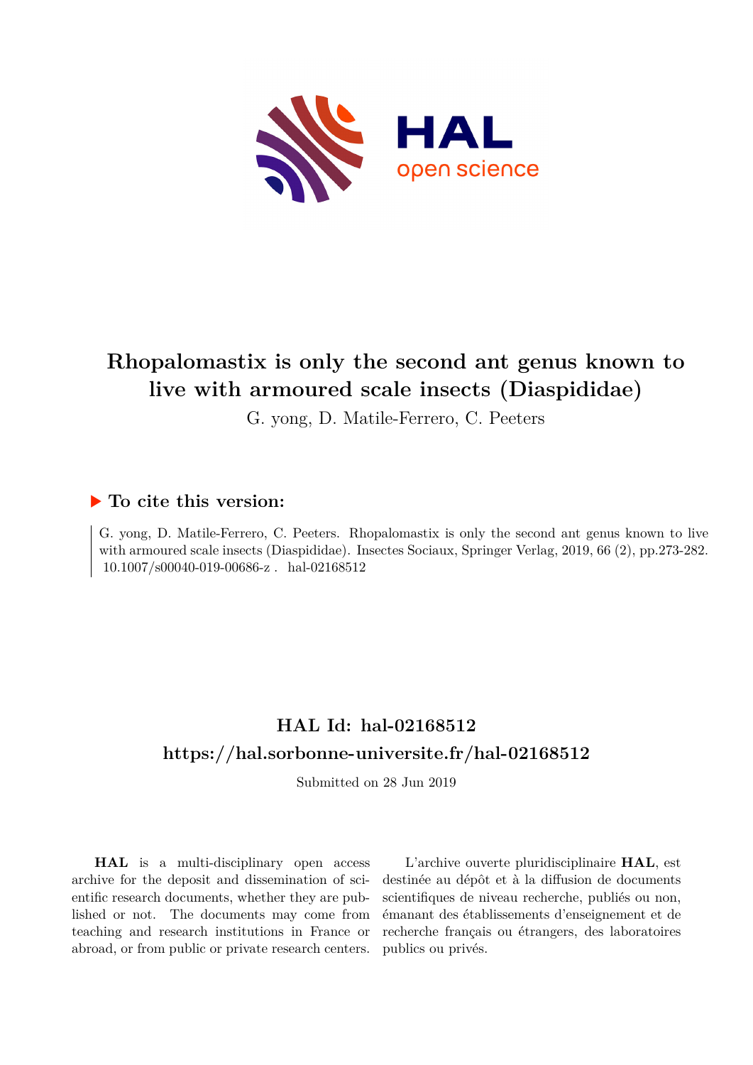# Rhopalomastix is only the second ant genus known to live with armoured scale insects (Diaspididae)

G. yong, D. Matile-Ferrero, C. Peeters

### ▶ To cite this version:

G. yong, D. Matile-Ferrero, C. Peeters. Rhopalomastix is only the second ant genus known to live with armoured scale insects (Diaspididae). Insectes Sociaux, Springer Verlag, 2019, 66 (2), pp.273-282. 10.1007/s00040-019-00686-z . hal-02168512

## HAL Id: hal-02168512
## https://hal.sorbonne-universite.fr/hal-02168512

Submitted on 28 Jun 2019

**HAL** is a multi-disciplinary open access archive for the deposit and dissemination of scientific research documents, whether they are published or not. The documents may come from teaching and research institutions in France or abroad, or from public or private research centers.

L'archive ouverte pluridisciplinaire **HAL**, est destinée au dépôt et à la diffusion de documents scientifiques de niveau recherche, publiés ou non, émanant des établissements d'enseignement et de recherche français ou étrangers, des laboratoires publics ou privés.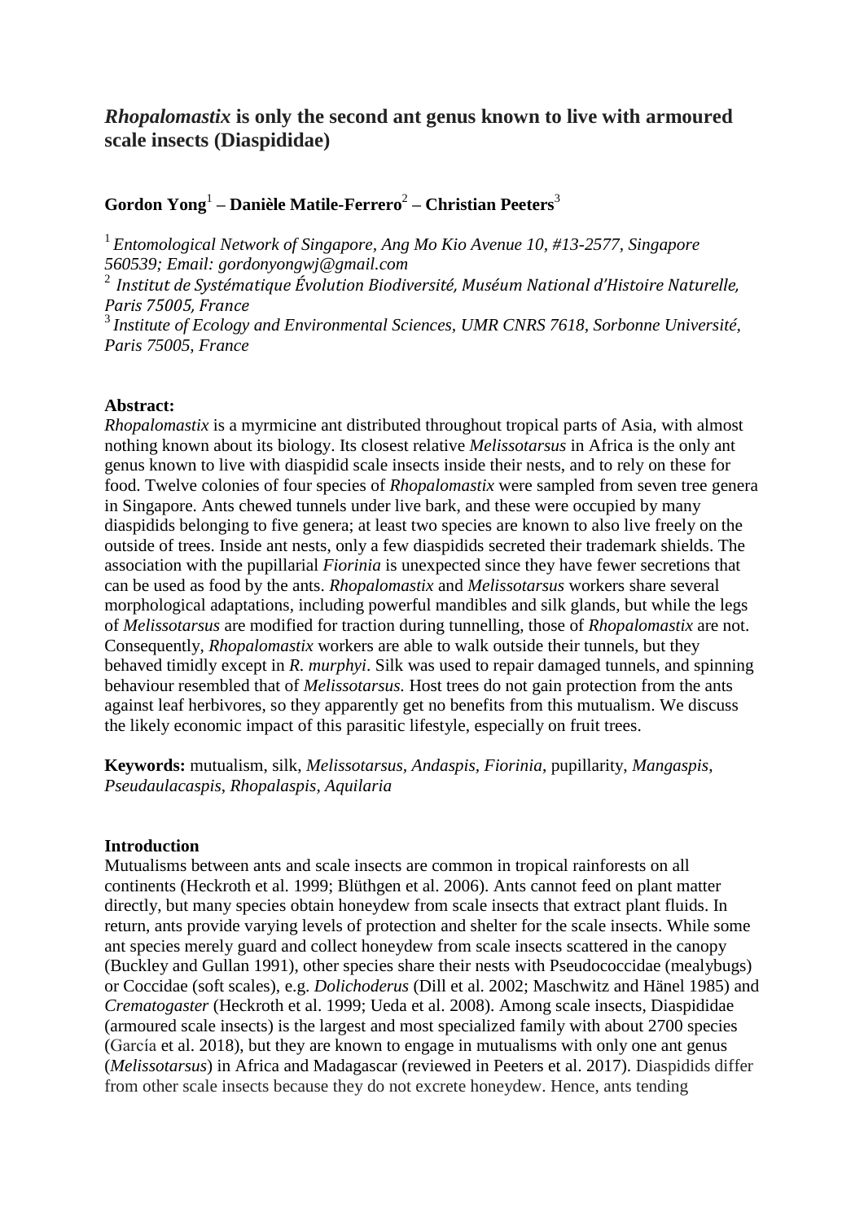# *Rhopalomastix* is only the second ant genus known to live with armoured scale insects (Diaspididae)

**Gordon Yong**[1] **– Danièle Matile-Ferrero**[2] **– Christian Peeters**[3]

[1] *Entomological Network of Singapore, Ang Mo Kio Avenue 10, #13-2577, Singapore 560539; Email: gordonyongwj@gmail.com*

[2] *Institut de Systématique Évolution Biodiversité, Muséum National d'Histoire Naturelle, Paris 75005, France*

[3] *Institute of Ecology and Environmental Sciences, UMR CNRS 7618, Sorbonne Université, Paris 75005, France*

**Abstract:**

*Rhopalomastix* is a myrmicine ant distributed throughout tropical parts of Asia, with almost nothing known about its biology. Its closest relative *Melissotarsus* in Africa is the only ant genus known to live with diaspidid scale insects inside their nests, and to rely on these for food. Twelve colonies of four species of *Rhopalomastix* were sampled from seven tree genera in Singapore. Ants chewed tunnels under live bark, and these were occupied by many diaspidids belonging to five genera; at least two species are known to also live freely on the outside of trees. Inside ant nests, only a few diaspidids secreted their trademark shields. The association with the pupillarial *Fiorinia* is unexpected since they have fewer secretions that can be used as food by the ants. *Rhopalomastix* and *Melissotarsus* workers share several morphological adaptations, including powerful mandibles and silk glands, but while the legs of *Melissotarsus* are modified for traction during tunnelling, those of *Rhopalomastix* are not. Consequently, *Rhopalomastix* workers are able to walk outside their tunnels, but they behaved timidly except in *R. murphyi*. Silk was used to repair damaged tunnels, and spinning behaviour resembled that of *Melissotarsus.* Host trees do not gain protection from the ants against leaf herbivores, so they apparently get no benefits from this mutualism. We discuss the likely economic impact of this parasitic lifestyle, especially on fruit trees.

**Keywords:** mutualism, silk, *Melissotarsus, Andaspis, Fiorinia*, pupillarity, *Mangaspis*, *Pseudaulacaspis*, *Rhopalaspis*, *Aquilaria*

**Introduction**

Mutualisms between ants and scale insects are common in tropical rainforests on all continents (Heckroth et al. 1999; Blüthgen et al. 2006). Ants cannot feed on plant matter directly, but many species obtain honeydew from scale insects that extract plant fluids. In return, ants provide varying levels of protection and shelter for the scale insects. While some ant species merely guard and collect honeydew from scale insects scattered in the canopy (Buckley and Gullan 1991), other species share their nests with Pseudococcidae (mealybugs) or Coccidae (soft scales), e.g. *Dolichoderus* (Dill et al. 2002; Maschwitz and Hänel 1985) and *Crematogaster* (Heckroth et al. 1999; Ueda et al. 2008). Among scale insects, Diaspididae (armoured scale insects) is the largest and most specialized family with about 2700 species (García et al. 2018), but they are known to engage in mutualisms with only one ant genus (*Melissotarsus*) in Africa and Madagascar (reviewed in Peeters et al. 2017). Diaspidids differ from other scale insects because they do not excrete honeydew. Hence, ants tending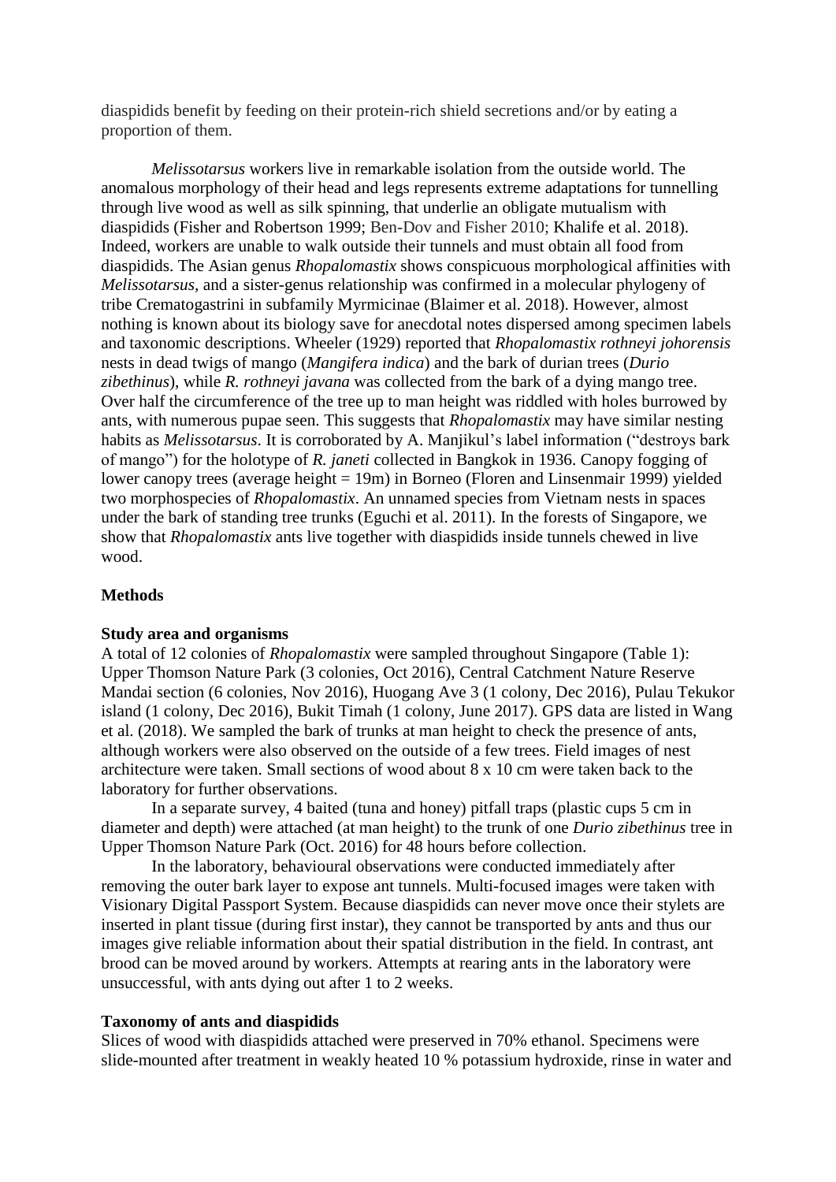diaspidids benefit by feeding on their protein-rich shield secretions and/or by eating a proportion of them.

*Melissotarsus* workers live in remarkable isolation from the outside world. The anomalous morphology of their head and legs represents extreme adaptations for tunnelling through live wood as well as silk spinning, that underlie an obligate mutualism with diaspidids (Fisher and Robertson 1999; Ben-Dov and Fisher 2010; Khalife et al. 2018). Indeed, workers are unable to walk outside their tunnels and must obtain all food from diaspidids. The Asian genus *Rhopalomastix* shows conspicuous morphological affinities with *Melissotarsus*, and a sister-genus relationship was confirmed in a molecular phylogeny of tribe Crematogastrini in subfamily Myrmicinae (Blaimer et al. 2018). However, almost nothing is known about its biology save for anecdotal notes dispersed among specimen labels and taxonomic descriptions. Wheeler (1929) reported that *Rhopalomastix rothneyi johorensis* nests in dead twigs of mango (*Mangifera indica*) and the bark of durian trees (*Durio zibethinus*), while *R. rothneyi javana* was collected from the bark of a dying mango tree. Over half the circumference of the tree up to man height was riddled with holes burrowed by ants, with numerous pupae seen. This suggests that *Rhopalomastix* may have similar nesting habits as *Melissotarsus*. It is corroborated by A. Manjikul's label information ("destroys bark of mango") for the holotype of *R. janeti* collected in Bangkok in 1936. Canopy fogging of lower canopy trees (average height = 19m) in Borneo (Floren and Linsenmair 1999) yielded two morphospecies of *Rhopalomastix*. An unnamed species from Vietnam nests in spaces under the bark of standing tree trunks (Eguchi et al. 2011). In the forests of Singapore, we show that *Rhopalomastix* ants live together with diaspidids inside tunnels chewed in live wood.

## Methods

### Study area and organisms

A total of 12 colonies of *Rhopalomastix* were sampled throughout Singapore (Table 1): Upper Thomson Nature Park (3 colonies, Oct 2016), Central Catchment Nature Reserve Mandai section (6 colonies, Nov 2016), Huogang Ave 3 (1 colony, Dec 2016), Pulau Tekukor island (1 colony, Dec 2016), Bukit Timah (1 colony, June 2017). GPS data are listed in Wang et al. (2018). We sampled the bark of trunks at man height to check the presence of ants, although workers were also observed on the outside of a few trees. Field images of nest architecture were taken. Small sections of wood about 8 x 10 cm were taken back to the laboratory for further observations.

In a separate survey, 4 baited (tuna and honey) pitfall traps (plastic cups 5 cm in diameter and depth) were attached (at man height) to the trunk of one *Durio zibethinus* tree in Upper Thomson Nature Park (Oct. 2016) for 48 hours before collection.

In the laboratory, behavioural observations were conducted immediately after removing the outer bark layer to expose ant tunnels. Multi-focused images were taken with Visionary Digital Passport System. Because diaspidids can never move once their stylets are inserted in plant tissue (during first instar), they cannot be transported by ants and thus our images give reliable information about their spatial distribution in the field. In contrast, ant brood can be moved around by workers. Attempts at rearing ants in the laboratory were unsuccessful, with ants dying out after 1 to 2 weeks.

### Taxonomy of ants and diaspidids

Slices of wood with diaspidids attached were preserved in 70% ethanol. Specimens were slide-mounted after treatment in weakly heated 10 % potassium hydroxide, rinse in water and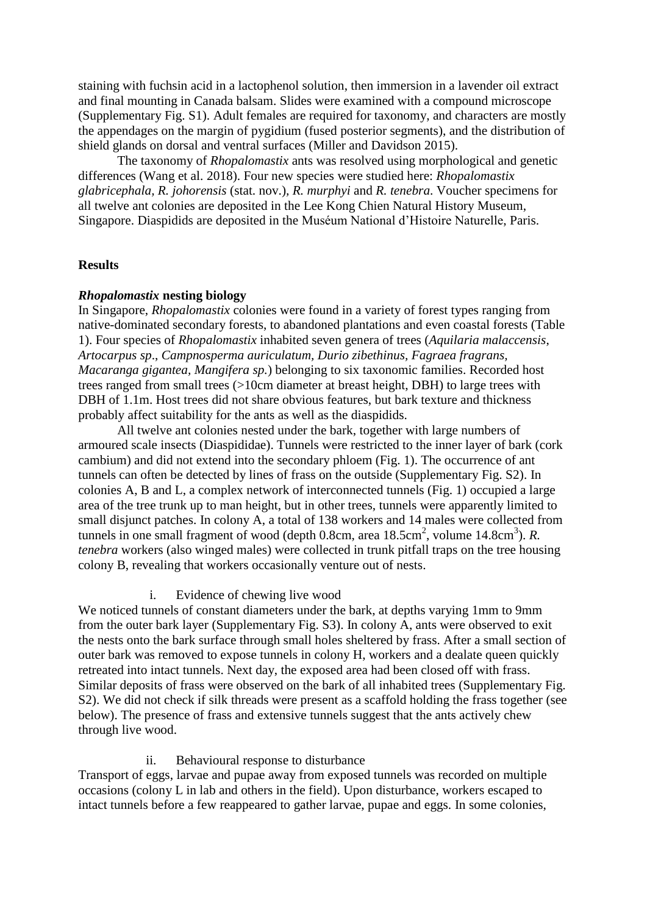staining with fuchsin acid in a lactophenol solution, then immersion in a lavender oil extract and final mounting in Canada balsam. Slides were examined with a compound microscope (Supplementary Fig. S1). Adult females are required for taxonomy, and characters are mostly the appendages on the margin of pygidium (fused posterior segments), and the distribution of shield glands on dorsal and ventral surfaces (Miller and Davidson 2015).

The taxonomy of *Rhopalomastix* ants was resolved using morphological and genetic differences (Wang et al. 2018). Four new species were studied here: *Rhopalomastix glabricephala*, *R. johorensis* (stat. nov.), *R. murphyi* and *R. tenebra*. Voucher specimens for all twelve ant colonies are deposited in the Lee Kong Chien Natural History Museum, Singapore. Diaspidids are deposited in the Muséum National d'Histoire Naturelle, Paris.

## Results

### *Rhopalomastix* nesting biology

In Singapore, *Rhopalomastix* colonies were found in a variety of forest types ranging from native-dominated secondary forests, to abandoned plantations and even coastal forests (Table 1). Four species of *Rhopalomastix* inhabited seven genera of trees (*Aquilaria malaccensis*, *Artocarpus sp*., *Campnosperma auriculatum*, *Durio zibethinus*, *Fagraea fragrans*, *Macaranga gigantea*, *Mangifera sp.*) belonging to six taxonomic families. Recorded host trees ranged from small trees (>10cm diameter at breast height, DBH) to large trees with DBH of 1.1m. Host trees did not share obvious features, but bark texture and thickness probably affect suitability for the ants as well as the diaspidids.

All twelve ant colonies nested under the bark, together with large numbers of armoured scale insects (Diaspididae). Tunnels were restricted to the inner layer of bark (cork cambium) and did not extend into the secondary phloem (Fig. 1). The occurrence of ant tunnels can often be detected by lines of frass on the outside (Supplementary Fig. S2). In colonies A, B and L, a complex network of interconnected tunnels (Fig. 1) occupied a large area of the tree trunk up to man height, but in other trees, tunnels were apparently limited to small disjunct patches. In colony A, a total of 138 workers and 14 males were collected from tunnels in one small fragment of wood (depth 0.8cm, area 18.5cm$^2$, volume 14.8cm$^3$). *R. tenebra* workers (also winged males) were collected in trunk pitfall traps on the tree housing colony B, revealing that workers occasionally venture out of nests.

i. Evidence of chewing live wood

We noticed tunnels of constant diameters under the bark, at depths varying 1mm to 9mm from the outer bark layer (Supplementary Fig. S3). In colony A, ants were observed to exit the nests onto the bark surface through small holes sheltered by frass. After a small section of outer bark was removed to expose tunnels in colony H, workers and a dealate queen quickly retreated into intact tunnels. Next day, the exposed area had been closed off with frass. Similar deposits of frass were observed on the bark of all inhabited trees (Supplementary Fig. S2). We did not check if silk threads were present as a scaffold holding the frass together (see below). The presence of frass and extensive tunnels suggest that the ants actively chew through live wood.

ii. Behavioural response to disturbance

Transport of eggs, larvae and pupae away from exposed tunnels was recorded on multiple occasions (colony L in lab and others in the field). Upon disturbance, workers escaped to intact tunnels before a few reappeared to gather larvae, pupae and eggs. In some colonies,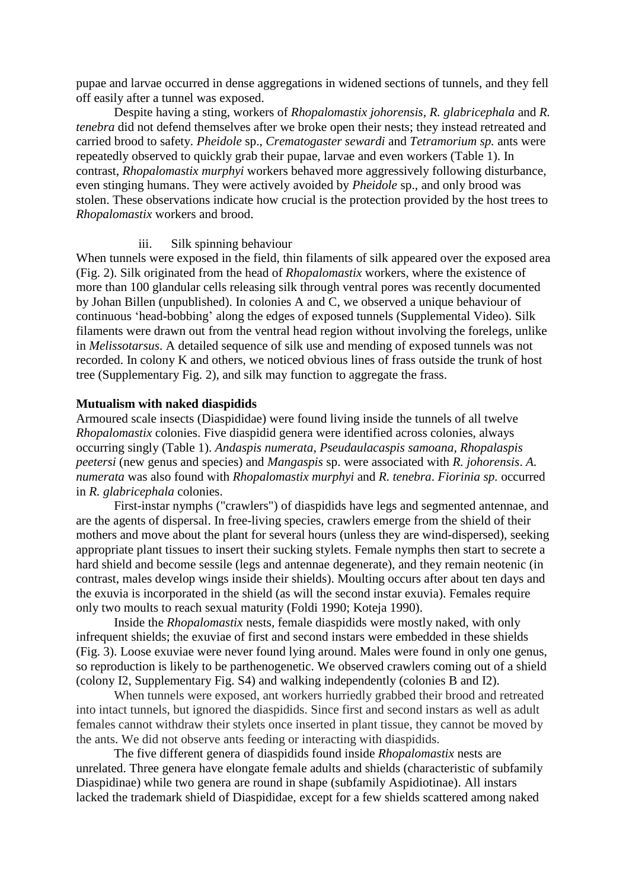pupae and larvae occurred in dense aggregations in widened sections of tunnels, and they fell off easily after a tunnel was exposed.

Despite having a sting, workers of *Rhopalomastix johorensis*, *R. glabricephala* and *R. tenebra* did not defend themselves after we broke open their nests; they instead retreated and carried brood to safety. *Pheidole* sp., *Crematogaster sewardi* and *Tetramorium sp.* ants were repeatedly observed to quickly grab their pupae, larvae and even workers (Table 1). In contrast, *Rhopalomastix murphyi* workers behaved more aggressively following disturbance, even stinging humans. They were actively avoided by *Pheidole* sp., and only brood was stolen. These observations indicate how crucial is the protection provided by the host trees to *Rhopalomastix* workers and brood.

iii. Silk spinning behaviour

When tunnels were exposed in the field, thin filaments of silk appeared over the exposed area (Fig. 2). Silk originated from the head of *Rhopalomastix* workers, where the existence of more than 100 glandular cells releasing silk through ventral pores was recently documented by Johan Billen (unpublished). In colonies A and C, we observed a unique behaviour of continuous 'head-bobbing' along the edges of exposed tunnels (Supplemental Video). Silk filaments were drawn out from the ventral head region without involving the forelegs, unlike in *Melissotarsus*. A detailed sequence of silk use and mending of exposed tunnels was not recorded. In colony K and others, we noticed obvious lines of frass outside the trunk of host tree (Supplementary Fig. 2), and silk may function to aggregate the frass.

**Mutualism with naked diaspidids**

Armoured scale insects (Diaspididae) were found living inside the tunnels of all twelve *Rhopalomastix* colonies. Five diaspidid genera were identified across colonies, always occurring singly (Table 1). *Andaspis numerata*, *Pseudaulacaspis samoana*, *Rhopalaspis peetersi* (new genus and species) and *Mangaspis* sp. were associated with *R. johorensis*. *A. numerata* was also found with *Rhopalomastix murphyi* and *R. tenebra*. *Fiorinia sp.* occurred in *R. glabricephala* colonies.

First-instar nymphs ("crawlers") of diaspidids have legs and segmented antennae, and are the agents of dispersal. In free-living species, crawlers emerge from the shield of their mothers and move about the plant for several hours (unless they are wind-dispersed), seeking appropriate plant tissues to insert their sucking stylets. Female nymphs then start to secrete a hard shield and become sessile (legs and antennae degenerate), and they remain neotenic (in contrast, males develop wings inside their shields). Moulting occurs after about ten days and the exuvia is incorporated in the shield (as will the second instar exuvia). Females require only two moults to reach sexual maturity (Foldi 1990; Koteja 1990).

Inside the *Rhopalomastix* nests, female diaspidids were mostly naked, with only infrequent shields; the exuviae of first and second instars were embedded in these shields (Fig. 3). Loose exuviae were never found lying around. Males were found in only one genus, so reproduction is likely to be parthenogenetic. We observed crawlers coming out of a shield (colony I2, Supplementary Fig. S4) and walking independently (colonies B and I2).

When tunnels were exposed, ant workers hurriedly grabbed their brood and retreated into intact tunnels, but ignored the diaspidids. Since first and second instars as well as adult females cannot withdraw their stylets once inserted in plant tissue, they cannot be moved by the ants. We did not observe ants feeding or interacting with diaspidids.

The five different genera of diaspidids found inside *Rhopalomastix* nests are unrelated. Three genera have elongate female adults and shields (characteristic of subfamily Diaspidinae) while two genera are round in shape (subfamily Aspidiotinae). All instars lacked the trademark shield of Diaspididae, except for a few shields scattered among naked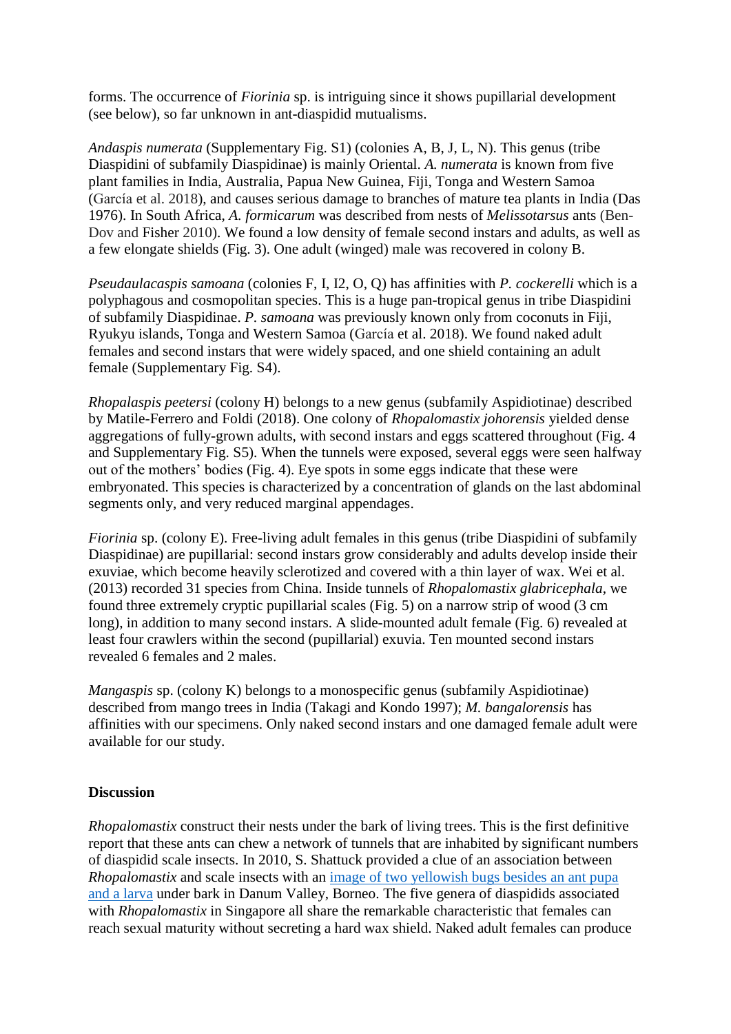forms. The occurrence of *Fiorinia* sp. is intriguing since it shows pupillarial development (see below), so far unknown in ant-diaspidid mutualisms.

*Andaspis numerata* (Supplementary Fig. S1) (colonies A, B, J, L, N). This genus (tribe Diaspidini of subfamily Diaspidinae) is mainly Oriental. *A. numerata* is known from five plant families in India, Australia, Papua New Guinea, Fiji, Tonga and Western Samoa (García et al. 2018), and causes serious damage to branches of mature tea plants in India (Das 1976). In South Africa, *A. formicarum* was described from nests of *Melissotarsus* ants (Ben-Dov and Fisher 2010). We found a low density of female second instars and adults, as well as a few elongate shields (Fig. 3). One adult (winged) male was recovered in colony B.

*Pseudaulacaspis samoana* (colonies F, I, I2, O, Q) has affinities with *P. cockerelli* which is a polyphagous and cosmopolitan species. This is a huge pan-tropical genus in tribe Diaspidini of subfamily Diaspidinae. *P. samoana* was previously known only from coconuts in Fiji, Ryukyu islands, Tonga and Western Samoa (García et al. 2018). We found naked adult females and second instars that were widely spaced, and one shield containing an adult female (Supplementary Fig. S4).

*Rhopalaspis peetersi* (colony H) belongs to a new genus (subfamily Aspidiotinae) described by Matile-Ferrero and Foldi (2018). One colony of *Rhopalomastix johorensis* yielded dense aggregations of fully-grown adults, with second instars and eggs scattered throughout (Fig. 4 and Supplementary Fig. S5). When the tunnels were exposed, several eggs were seen halfway out of the mothers' bodies (Fig. 4). Eye spots in some eggs indicate that these were embryonated. This species is characterized by a concentration of glands on the last abdominal segments only, and very reduced marginal appendages.

*Fiorinia* sp. (colony E). Free-living adult females in this genus (tribe Diaspidini of subfamily Diaspidinae) are pupillarial: second instars grow considerably and adults develop inside their exuviae, which become heavily sclerotized and covered with a thin layer of wax. Wei et al. (2013) recorded 31 species from China. Inside tunnels of *Rhopalomastix glabricephala*, we found three extremely cryptic pupillarial scales (Fig. 5) on a narrow strip of wood (3 cm long), in addition to many second instars. A slide-mounted adult female (Fig. 6) revealed at least four crawlers within the second (pupillarial) exuvia. Ten mounted second instars revealed 6 females and 2 males.

*Mangaspis* sp. (colony K) belongs to a monospecific genus (subfamily Aspidiotinae) described from mango trees in India (Takagi and Kondo 1997); *M. bangalorensis* has affinities with our specimens. Only naked second instars and one damaged female adult were available for our study.

## Discussion

*Rhopalomastix* construct their nests under the bark of living trees. This is the first definitive report that these ants can chew a network of tunnels that are inhabited by significant numbers of diaspidid scale insects. In 2010, S. Shattuck provided a clue of an association between *Rhopalomastix* and scale insects with an [image of two yellowish bugs besides an ant pupa and a larva] under bark in Danum Valley, Borneo. The five genera of diaspidids associated with *Rhopalomastix* in Singapore all share the remarkable characteristic that females can reach sexual maturity without secreting a hard wax shield. Naked adult females can produce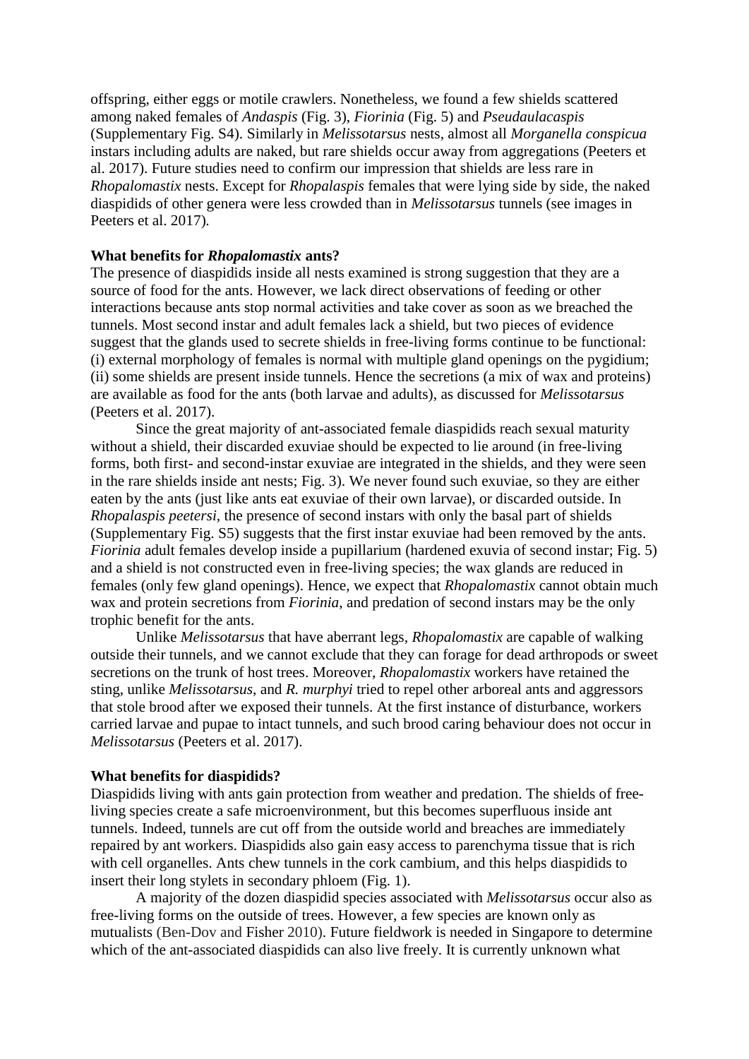offspring, either eggs or motile crawlers. Nonetheless, we found a few shields scattered among naked females of *Andaspis* (Fig. 3), *Fiorinia* (Fig. 5) and *Pseudaulacaspis* (Supplementary Fig. S4). Similarly in *Melissotarsus* nests, almost all *Morganella conspicua* instars including adults are naked, but rare shields occur away from aggregations (Peeters et al. 2017). Future studies need to confirm our impression that shields are less rare in *Rhopalomastix* nests. Except for *Rhopalaspis* females that were lying side by side, the naked diaspidids of other genera were less crowded than in *Melissotarsus* tunnels (see images in Peeters et al. 2017).

**What benefits for *Rhopalomastix* ants?**

The presence of diaspidids inside all nests examined is strong suggestion that they are a source of food for the ants. However, we lack direct observations of feeding or other interactions because ants stop normal activities and take cover as soon as we breached the tunnels. Most second instar and adult females lack a shield, but two pieces of evidence suggest that the glands used to secrete shields in free-living forms continue to be functional: (i) external morphology of females is normal with multiple gland openings on the pygidium; (ii) some shields are present inside tunnels. Hence the secretions (a mix of wax and proteins) are available as food for the ants (both larvae and adults), as discussed for *Melissotarsus* (Peeters et al. 2017).

Since the great majority of ant-associated female diaspidids reach sexual maturity without a shield, their discarded exuviae should be expected to lie around (in free-living forms, both first- and second-instar exuviae are integrated in the shields, and they were seen in the rare shields inside ant nests; Fig. 3). We never found such exuviae, so they are either eaten by the ants (just like ants eat exuviae of their own larvae), or discarded outside. In *Rhopalaspis peetersi*, the presence of second instars with only the basal part of shields (Supplementary Fig. S5) suggests that the first instar exuviae had been removed by the ants. *Fiorinia* adult females develop inside a pupillarium (hardened exuvia of second instar; Fig. 5) and a shield is not constructed even in free-living species; the wax glands are reduced in females (only few gland openings). Hence, we expect that *Rhopalomastix* cannot obtain much wax and protein secretions from *Fiorinia*, and predation of second instars may be the only trophic benefit for the ants.

Unlike *Melissotarsus* that have aberrant legs, *Rhopalomastix* are capable of walking outside their tunnels, and we cannot exclude that they can forage for dead arthropods or sweet secretions on the trunk of host trees. Moreover, *Rhopalomastix* workers have retained the sting, unlike *Melissotarsus*, and *R. murphyi* tried to repel other arboreal ants and aggressors that stole brood after we exposed their tunnels. At the first instance of disturbance, workers carried larvae and pupae to intact tunnels, and such brood caring behaviour does not occur in *Melissotarsus* (Peeters et al. 2017).

**What benefits for diaspidids?**

Diaspidids living with ants gain protection from weather and predation. The shields of free-living species create a safe microenvironment, but this becomes superfluous inside ant tunnels. Indeed, tunnels are cut off from the outside world and breaches are immediately repaired by ant workers. Diaspidids also gain easy access to parenchyma tissue that is rich with cell organelles. Ants chew tunnels in the cork cambium, and this helps diaspidids to insert their long stylets in secondary phloem (Fig. 1).

A majority of the dozen diaspidid species associated with *Melissotarsus* occur also as free-living forms on the outside of trees. However, a few species are known only as mutualists (Ben-Dov and Fisher 2010). Future fieldwork is needed in Singapore to determine which of the ant-associated diaspidids can also live freely. It is currently unknown what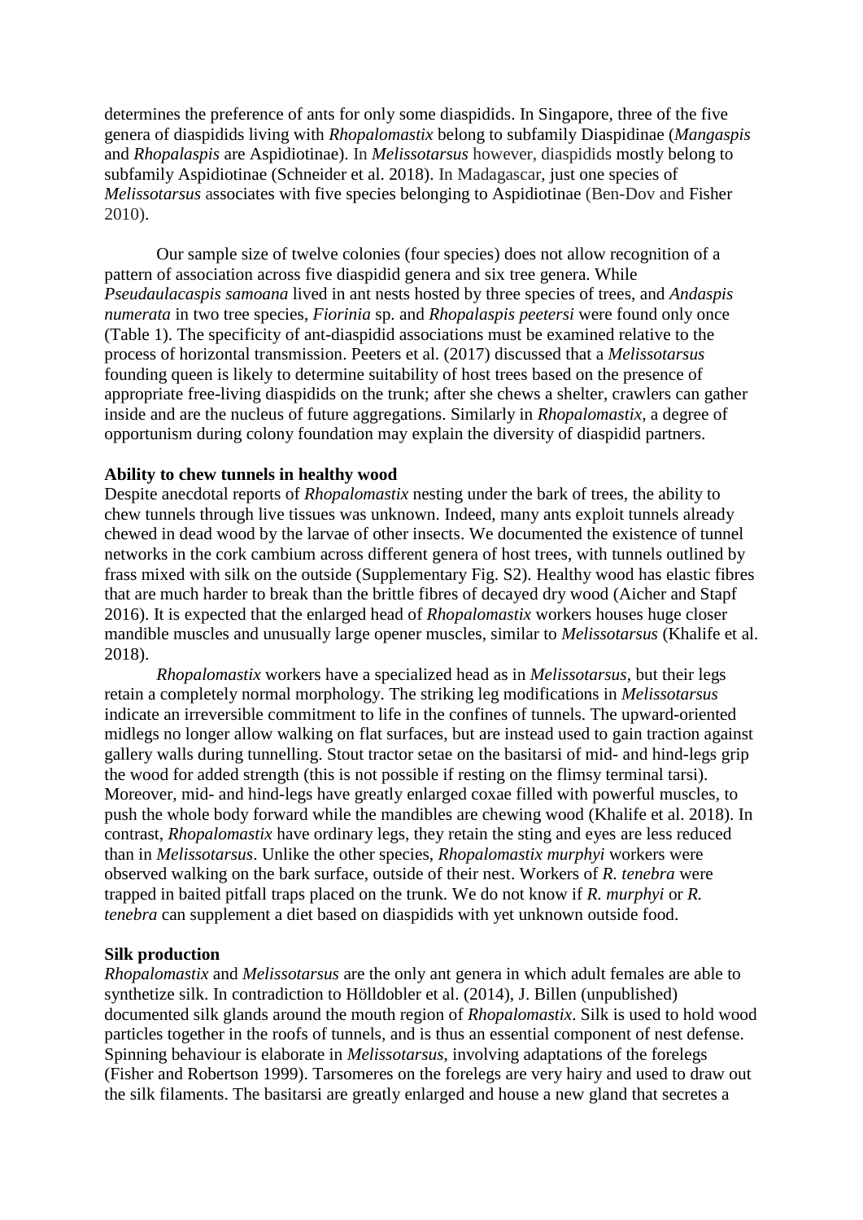determines the preference of ants for only some diaspidids. In Singapore, three of the five genera of diaspidids living with *Rhopalomastix* belong to subfamily Diaspidinae (*Mangaspis* and *Rhopalaspis* are Aspidiotinae). In *Melissotarsus* however, diaspidids mostly belong to subfamily Aspidiotinae (Schneider et al. 2018). In Madagascar, just one species of *Melissotarsus* associates with five species belonging to Aspidiotinae (Ben-Dov and Fisher 2010).

Our sample size of twelve colonies (four species) does not allow recognition of a pattern of association across five diaspidid genera and six tree genera. While *Pseudaulacaspis samoana* lived in ant nests hosted by three species of trees, and *Andaspis numerata* in two tree species, *Fiorinia* sp. and *Rhopalaspis peetersi* were found only once (Table 1). The specificity of ant-diaspidid associations must be examined relative to the process of horizontal transmission. Peeters et al. (2017) discussed that a *Melissotarsus* founding queen is likely to determine suitability of host trees based on the presence of appropriate free-living diaspidids on the trunk; after she chews a shelter, crawlers can gather inside and are the nucleus of future aggregations. Similarly in *Rhopalomastix,* a degree of opportunism during colony foundation may explain the diversity of diaspidid partners.

**Ability to chew tunnels in healthy wood**

Despite anecdotal reports of *Rhopalomastix* nesting under the bark of trees, the ability to chew tunnels through live tissues was unknown. Indeed, many ants exploit tunnels already chewed in dead wood by the larvae of other insects. We documented the existence of tunnel networks in the cork cambium across different genera of host trees, with tunnels outlined by frass mixed with silk on the outside (Supplementary Fig. S2). Healthy wood has elastic fibres that are much harder to break than the brittle fibres of decayed dry wood (Aicher and Stapf 2016). It is expected that the enlarged head of *Rhopalomastix* workers houses huge closer mandible muscles and unusually large opener muscles, similar to *Melissotarsus* (Khalife et al. 2018).

*Rhopalomastix* workers have a specialized head as in *Melissotarsus*, but their legs retain a completely normal morphology. The striking leg modifications in *Melissotarsus* indicate an irreversible commitment to life in the confines of tunnels. The upward-oriented midlegs no longer allow walking on flat surfaces, but are instead used to gain traction against gallery walls during tunnelling. Stout tractor setae on the basitarsi of mid- and hind-legs grip the wood for added strength (this is not possible if resting on the flimsy terminal tarsi). Moreover, mid- and hind-legs have greatly enlarged coxae filled with powerful muscles, to push the whole body forward while the mandibles are chewing wood (Khalife et al. 2018). In contrast, *Rhopalomastix* have ordinary legs, they retain the sting and eyes are less reduced than in *Melissotarsus*. Unlike the other species, *Rhopalomastix murphyi* workers were observed walking on the bark surface, outside of their nest. Workers of *R. tenebra* were trapped in baited pitfall traps placed on the trunk. We do not know if *R. murphyi* or *R. tenebra* can supplement a diet based on diaspidids with yet unknown outside food.

**Silk production**

*Rhopalomastix* and *Melissotarsus* are the only ant genera in which adult females are able to synthetize silk. In contradiction to Hölldobler et al. (2014), J. Billen (unpublished) documented silk glands around the mouth region of *Rhopalomastix*. Silk is used to hold wood particles together in the roofs of tunnels, and is thus an essential component of nest defense. Spinning behaviour is elaborate in *Melissotarsus*, involving adaptations of the forelegs (Fisher and Robertson 1999). Tarsomeres on the forelegs are very hairy and used to draw out the silk filaments. The basitarsi are greatly enlarged and house a new gland that secretes a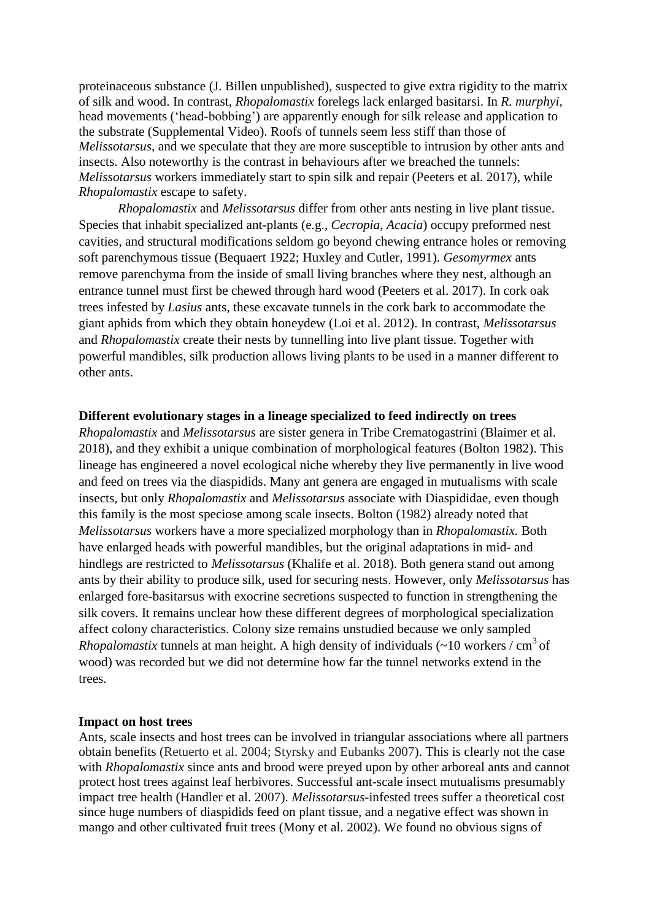proteinaceous substance (J. Billen unpublished), suspected to give extra rigidity to the matrix of silk and wood. In contrast, *Rhopalomastix* forelegs lack enlarged basitarsi. In *R. murphyi*, head movements ('head-bobbing') are apparently enough for silk release and application to the substrate (Supplemental Video). Roofs of tunnels seem less stiff than those of *Melissotarsus*, and we speculate that they are more susceptible to intrusion by other ants and insects. Also noteworthy is the contrast in behaviours after we breached the tunnels: *Melissotarsus* workers immediately start to spin silk and repair (Peeters et al. 2017), while *Rhopalomastix* escape to safety.

*Rhopalomastix* and *Melissotarsus* differ from other ants nesting in live plant tissue. Species that inhabit specialized ant-plants (e.g., *Cecropia*, *Acacia*) occupy preformed nest cavities, and structural modifications seldom go beyond chewing entrance holes or removing soft parenchymous tissue (Bequaert 1922; Huxley and Cutler, 1991). *Gesomyrmex* ants remove parenchyma from the inside of small living branches where they nest, although an entrance tunnel must first be chewed through hard wood (Peeters et al. 2017). In cork oak trees infested by *Lasius* ants, these excavate tunnels in the cork bark to accommodate the giant aphids from which they obtain honeydew (Loi et al. 2012). In contrast, *Melissotarsus* and *Rhopalomastix* create their nests by tunnelling into live plant tissue. Together with powerful mandibles, silk production allows living plants to be used in a manner different to other ants.

**Different evolutionary stages in a lineage specialized to feed indirectly on trees**

*Rhopalomastix* and *Melissotarsus* are sister genera in Tribe Crematogastrini (Blaimer et al. 2018), and they exhibit a unique combination of morphological features (Bolton 1982). This lineage has engineered a novel ecological niche whereby they live permanently in live wood and feed on trees via the diaspidids. Many ant genera are engaged in mutualisms with scale insects, but only *Rhopalomastix* and *Melissotarsus* associate with Diaspididae, even though this family is the most speciose among scale insects. Bolton (1982) already noted that *Melissotarsus* workers have a more specialized morphology than in *Rhopalomastix.* Both have enlarged heads with powerful mandibles, but the original adaptations in mid- and hindlegs are restricted to *Melissotarsus* (Khalife et al. 2018). Both genera stand out among ants by their ability to produce silk, used for securing nests. However, only *Melissotarsus* has enlarged fore-basitarsus with exocrine secretions suspected to function in strengthening the silk covers. It remains unclear how these different degrees of morphological specialization affect colony characteristics. Colony size remains unstudied because we only sampled *Rhopalomastix* tunnels at man height. A high density of individuals (~10 workers / $cm^3$ of wood) was recorded but we did not determine how far the tunnel networks extend in the trees.

**Impact on host trees**

Ants, scale insects and host trees can be involved in triangular associations where all partners obtain benefits (Retuerto et al. 2004; Styrsky and Eubanks 2007). This is clearly not the case with *Rhopalomastix* since ants and brood were preyed upon by other arboreal ants and cannot protect host trees against leaf herbivores. Successful ant-scale insect mutualisms presumably impact tree health (Handler et al. 2007). *Melissotarsus*-infested trees suffer a theoretical cost since huge numbers of diaspidids feed on plant tissue, and a negative effect was shown in mango and other cultivated fruit trees (Mony et al. 2002). We found no obvious signs of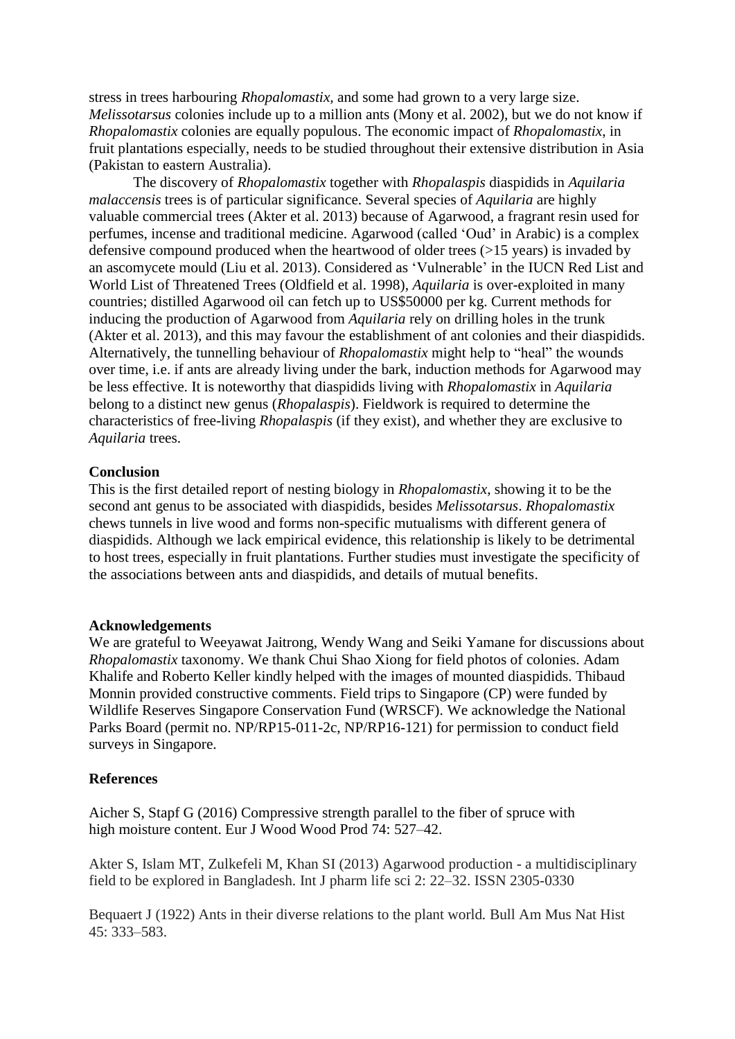stress in trees harbouring *Rhopalomastix,* and some had grown to a very large size. *Melissotarsus* colonies include up to a million ants (Mony et al. 2002), but we do not know if *Rhopalomastix* colonies are equally populous. The economic impact of *Rhopalomastix*, in fruit plantations especially, needs to be studied throughout their extensive distribution in Asia (Pakistan to eastern Australia).

The discovery of *Rhopalomastix* together with *Rhopalaspis* diaspidids in *Aquilaria malaccensis* trees is of particular significance. Several species of *Aquilaria* are highly valuable commercial trees (Akter et al. 2013) because of Agarwood, a fragrant resin used for perfumes, incense and traditional medicine. Agarwood (called 'Oud' in Arabic) is a complex defensive compound produced when the heartwood of older trees (>15 years) is invaded by an ascomycete mould (Liu et al. 2013). Considered as 'Vulnerable' in the IUCN Red List and World List of Threatened Trees (Oldfield et al. 1998), *Aquilaria* is over-exploited in many countries; distilled Agarwood oil can fetch up to US$50000 per kg. Current methods for inducing the production of Agarwood from *Aquilaria* rely on drilling holes in the trunk (Akter et al. 2013), and this may favour the establishment of ant colonies and their diaspidids. Alternatively, the tunnelling behaviour of *Rhopalomastix* might help to "heal" the wounds over time, i.e. if ants are already living under the bark, induction methods for Agarwood may be less effective. It is noteworthy that diaspidids living with *Rhopalomastix* in *Aquilaria* belong to a distinct new genus (*Rhopalaspis*). Fieldwork is required to determine the characteristics of free-living *Rhopalaspis* (if they exist), and whether they are exclusive to *Aquilaria* trees.

## Conclusion

This is the first detailed report of nesting biology in *Rhopalomastix*, showing it to be the second ant genus to be associated with diaspidids, besides *Melissotarsus*. *Rhopalomastix* chews tunnels in live wood and forms non-specific mutualisms with different genera of diaspidids. Although we lack empirical evidence, this relationship is likely to be detrimental to host trees, especially in fruit plantations. Further studies must investigate the specificity of the associations between ants and diaspidids, and details of mutual benefits.

## Acknowledgements

We are grateful to Weeyawat Jaitrong, Wendy Wang and Seiki Yamane for discussions about *Rhopalomastix* taxonomy. We thank Chui Shao Xiong for field photos of colonies. Adam Khalife and Roberto Keller kindly helped with the images of mounted diaspidids. Thibaud Monnin provided constructive comments. Field trips to Singapore (CP) were funded by Wildlife Reserves Singapore Conservation Fund (WRSCF). We acknowledge the National Parks Board (permit no. NP/RP15-011-2c, NP/RP16-121) for permission to conduct field surveys in Singapore.

## References

Aicher S, Stapf G (2016) Compressive strength parallel to the fiber of spruce with high moisture content. Eur J Wood Wood Prod 74: 527–42.

Akter S, Islam MT, Zulkefeli M, Khan SI (2013) Agarwood production - a multidisciplinary field to be explored in Bangladesh. Int J pharm life sci 2: 22–32. ISSN 2305-0330

Bequaert J (1922) Ants in their diverse relations to the plant world. Bull Am Mus Nat Hist 45: 333–583.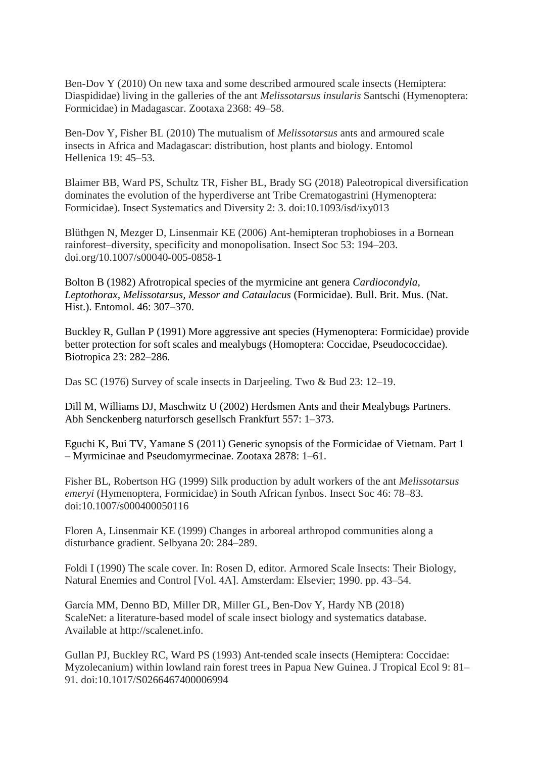Ben-Dov Y (2010) On new taxa and some described armoured scale insects (Hemiptera: Diaspididae) living in the galleries of the ant *Melissotarsus insularis* Santschi (Hymenoptera: Formicidae) in Madagascar. Zootaxa 2368: 49–58.

Ben-Dov Y, Fisher BL (2010) The mutualism of *Melissotarsus* ants and armoured scale insects in Africa and Madagascar: distribution, host plants and biology. Entomol Hellenica 19: 45–53.

Blaimer BB, Ward PS, Schultz TR, Fisher BL, Brady SG (2018) Paleotropical diversification dominates the evolution of the hyperdiverse ant Tribe Crematogastrini (Hymenoptera: Formicidae). Insect Systematics and Diversity 2: 3. doi:10.1093/isd/ixy013

Blüthgen N, Mezger D, Linsenmair KE (2006) Ant-hemipteran trophobioses in a Bornean rainforest–diversity, specificity and monopolisation. Insect Soc 53: 194–203. doi.org/10.1007/s00040-005-0858-1

Bolton B (1982) Afrotropical species of the myrmicine ant genera *Cardiocondyla, Leptothorax, Melissotarsus, Messor and Cataulacus* (Formicidae). Bull. Brit. Mus. (Nat. Hist.). Entomol. 46: 307–370.

Buckley R, Gullan P (1991) More aggressive ant species (Hymenoptera: Formicidae) provide better protection for soft scales and mealybugs (Homoptera: Coccidae, Pseudococcidae). Biotropica 23: 282–286.

Das SC (1976) Survey of scale insects in Darjeeling. Two & Bud 23: 12–19.

Dill M, Williams DJ, Maschwitz U (2002) Herdsmen Ants and their Mealybugs Partners. Abh Senckenberg naturforsch gesellsch Frankfurt 557: 1–373.

Eguchi K, Bui TV, Yamane S (2011) Generic synopsis of the Formicidae of Vietnam. Part 1 – Myrmicinae and Pseudomyrmecinae. Zootaxa 2878: 1–61.

Fisher BL, Robertson HG (1999) Silk production by adult workers of the ant *Melissotarsus emeryi* (Hymenoptera, Formicidae) in South African fynbos. Insect Soc 46: 78–83. doi:10.1007/s000400050116

Floren A, Linsenmair KE (1999) Changes in arboreal arthropod communities along a disturbance gradient. Selbyana 20: 284–289.

Foldi I (1990) The scale cover. In: Rosen D, editor. Armored Scale Insects: Their Biology, Natural Enemies and Control [Vol. 4A]. Amsterdam: Elsevier; 1990. pp. 43–54.

García MM, Denno BD, Miller DR, Miller GL, Ben-Dov Y, Hardy NB (2018) ScaleNet: a literature-based model of scale insect biology and systematics database. Available at http://scalenet.info.

Gullan PJ, Buckley RC, Ward PS (1993) Ant-tended scale insects (Hemiptera: Coccidae: Myzolecanium) within lowland rain forest trees in Papua New Guinea. J Tropical Ecol 9: 81–91. doi:10.1017/S0266467400006994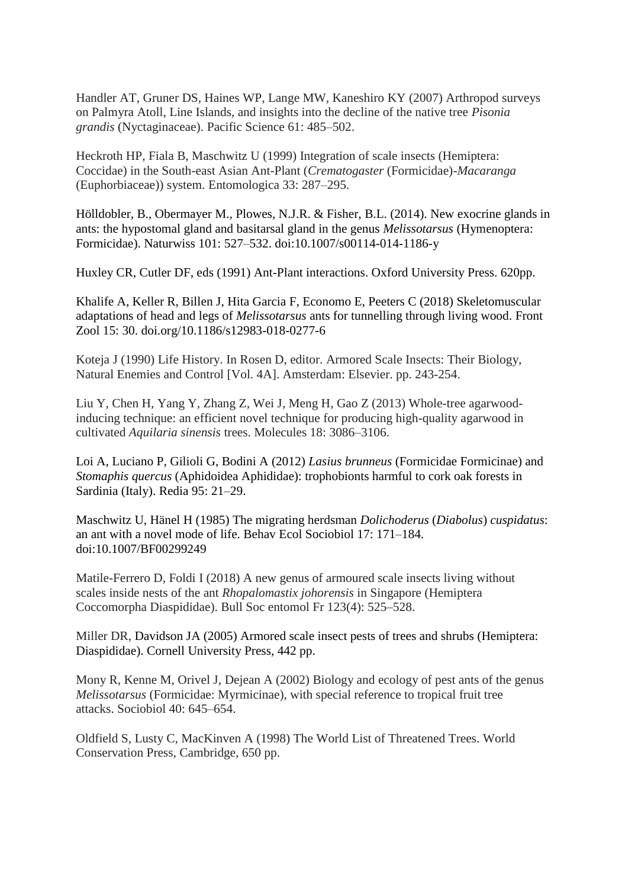Handler AT, Gruner DS, Haines WP, Lange MW, Kaneshiro KY (2007) Arthropod surveys on Palmyra Atoll, Line Islands, and insights into the decline of the native tree *Pisonia grandis* (Nyctaginaceae). Pacific Science 61: 485–502.

Heckroth HP, Fiala B, Maschwitz U (1999) Integration of scale insects (Hemiptera: Coccidae) in the South-east Asian Ant-Plant (*Crematogaster* (Formicidae)-*Macaranga* (Euphorbiaceae)) system. Entomologica 33: 287–295.

Hölldobler, B., Obermayer M., Plowes, N.J.R. & Fisher, B.L. (2014). New exocrine glands in ants: the hypostomal gland and basitarsal gland in the genus *Melissotarsus* (Hymenoptera: Formicidae). Naturwiss 101: 527–532. doi:10.1007/s00114-014-1186-y

Huxley CR, Cutler DF, eds (1991) Ant-Plant interactions. Oxford University Press. 620pp.

Khalife A, Keller R, Billen J, Hita Garcia F, Economo E, Peeters C (2018) Skeletomuscular adaptations of head and legs of *Melissotarsus* ants for tunnelling through living wood. Front Zool 15: 30. doi.org/10.1186/s12983-018-0277-6

Koteja J (1990) Life History. In Rosen D, editor. Armored Scale Insects: Their Biology, Natural Enemies and Control [Vol. 4A]. Amsterdam: Elsevier. pp. 243-254.

Liu Y, Chen H, Yang Y, Zhang Z, Wei J, Meng H, Gao Z (2013) Whole-tree agarwood-inducing technique: an efficient novel technique for producing high-quality agarwood in cultivated *Aquilaria sinensis* trees. Molecules 18: 3086–3106.

Loi A, Luciano P, Gilioli G, Bodini A (2012) *Lasius brunneus* (Formicidae Formicinae) and *Stomaphis quercus* (Aphidoidea Aphididae): trophobionts harmful to cork oak forests in Sardinia (Italy). Redia 95: 21–29.

Maschwitz U, Hänel H (1985) The migrating herdsman *Dolichoderus* (*Diabolus*) *cuspidatus*: an ant with a novel mode of life. Behav Ecol Sociobiol 17: 171–184. doi:10.1007/BF00299249

Matile-Ferrero D, Foldi I (2018) A new genus of armoured scale insects living without scales inside nests of the ant *Rhopalomastix johorensis* in Singapore (Hemiptera Coccomorpha Diaspididae). Bull Soc entomol Fr 123(4): 525–528.

Miller DR, Davidson JA (2005) Armored scale insect pests of trees and shrubs (Hemiptera: Diaspididae). Cornell University Press, 442 pp.

Mony R, Kenne M, Orivel J, Dejean A (2002) Biology and ecology of pest ants of the genus *Melissotarsus* (Formicidae: Myrmicinae), with special reference to tropical fruit tree attacks. Sociobiol 40: 645–654.

Oldfield S, Lusty C, MacKinven A (1998) The World List of Threatened Trees. World Conservation Press, Cambridge, 650 pp.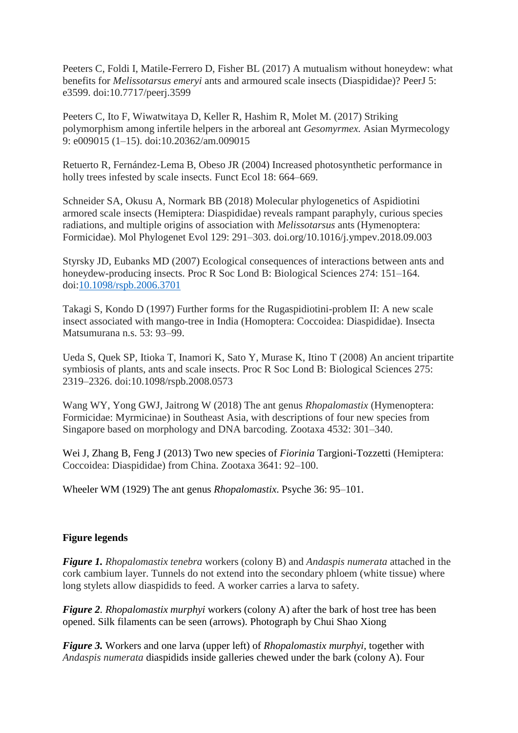Peeters C, Foldi I, Matile-Ferrero D, Fisher BL (2017) A mutualism without honeydew: what benefits for *Melissotarsus emeryi* ants and armoured scale insects (Diaspididae)? PeerJ 5: e3599. doi:10.7717/peerj.3599

Peeters C, Ito F, Wiwatwitaya D, Keller R, Hashim R, Molet M. (2017) Striking polymorphism among infertile helpers in the arboreal ant *Gesomyrmex.* Asian Myrmecology 9: e009015 (1–15). doi:10.20362/am.009015

Retuerto R, Fernández-Lema B, Obeso JR (2004) Increased photosynthetic performance in holly trees infested by scale insects. Funct Ecol 18: 664–669.

Schneider SA, Okusu A, Normark BB (2018) Molecular phylogenetics of Aspidiotini armored scale insects (Hemiptera: Diaspididae) reveals rampant paraphyly, curious species radiations, and multiple origins of association with *Melissotarsus* ants (Hymenoptera: Formicidae). Mol Phylogenet Evol 129: 291–303. doi.org/10.1016/j.ympev.2018.09.003

Styrsky JD, Eubanks MD (2007) Ecological consequences of interactions between ants and honeydew-producing insects. Proc R Soc Lond B: Biological Sciences 274: 151–164. doi:10.1098/rspb.2006.3701

Takagi S, Kondo D (1997) Further forms for the Rugaspidiotini-problem II: A new scale insect associated with mango-tree in India (Homoptera: Coccoidea: Diaspididae). Insecta Matsumurana n.s. 53: 93–99.

Ueda S, Quek SP, Itioka T, Inamori K, Sato Y, Murase K, Itino T (2008) An ancient tripartite symbiosis of plants, ants and scale insects. Proc R Soc Lond B: Biological Sciences 275: 2319–2326. doi:10.1098/rspb.2008.0573

Wang WY, Yong GWJ, Jaitrong W (2018) The ant genus *Rhopalomastix* (Hymenoptera: Formicidae: Myrmicinae) in Southeast Asia, with descriptions of four new species from Singapore based on morphology and DNA barcoding. Zootaxa 4532: 301–340.

Wei J, Zhang B, Feng J (2013) Two new species of *Fiorinia* Targioni-Tozzetti (Hemiptera: Coccoidea: Diaspididae) from China. Zootaxa 3641: 92–100.

Wheeler WM (1929) The ant genus *Rhopalomastix.* Psyche 36: 95–101.

### Figure legends

***Figure 1.*** *Rhopalomastix tenebra* workers (colony B) and *Andaspis numerata* attached in the cork cambium layer. Tunnels do not extend into the secondary phloem (white tissue) where long stylets allow diaspidids to feed. A worker carries a larva to safety.

***Figure 2*.** *Rhopalomastix murphyi* workers (colony A) after the bark of host tree has been opened. Silk filaments can be seen (arrows). Photograph by Chui Shao Xiong

***Figure 3.*** Workers and one larva (upper left) of *Rhopalomastix murphyi*, together with *Andaspis numerata* diaspidids inside galleries chewed under the bark (colony A). Four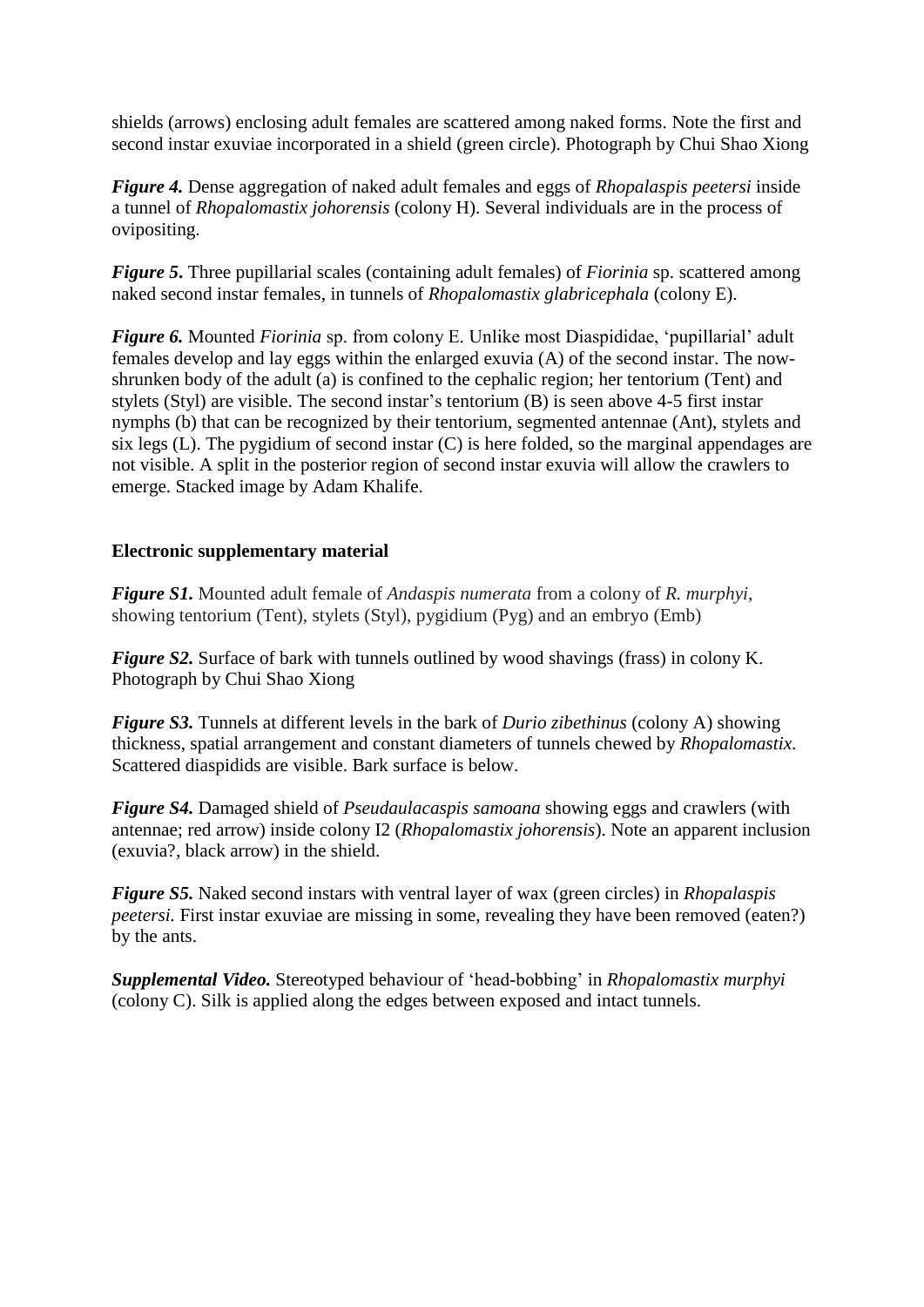shields (arrows) enclosing adult females are scattered among naked forms. Note the first and second instar exuviae incorporated in a shield (green circle). Photograph by Chui Shao Xiong

***Figure 4.*** Dense aggregation of naked adult females and eggs of *Rhopalaspis peetersi* inside a tunnel of *Rhopalomastix johorensis* (colony H). Several individuals are in the process of ovipositing.

***Figure 5***. Three pupillarial scales (containing adult females) of *Fiorinia* sp. scattered among naked second instar females, in tunnels of *Rhopalomastix glabricephala* (colony E).

***Figure 6.*** Mounted *Fiorinia* sp. from colony E. Unlike most Diaspididae, 'pupillarial' adult females develop and lay eggs within the enlarged exuvia (A) of the second instar. The now-shrunken body of the adult (a) is confined to the cephalic region; her tentorium (Tent) and stylets (Styl) are visible. The second instar's tentorium (B) is seen above 4-5 first instar nymphs (b) that can be recognized by their tentorium, segmented antennae (Ant), stylets and six legs (L). The pygidium of second instar (C) is here folded, so the marginal appendages are not visible. A split in the posterior region of second instar exuvia will allow the crawlers to emerge. Stacked image by Adam Khalife.

**Electronic supplementary material**

***Figure S1.*** Mounted adult female of *Andaspis numerata* from a colony of *R. murphyi*, showing tentorium (Tent), stylets (Styl), pygidium (Pyg) and an embryo (Emb)

***Figure S2.*** Surface of bark with tunnels outlined by wood shavings (frass) in colony K. Photograph by Chui Shao Xiong

***Figure S3.*** Tunnels at different levels in the bark of *Durio zibethinus* (colony A) showing thickness, spatial arrangement and constant diameters of tunnels chewed by *Rhopalomastix.* Scattered diaspidids are visible. Bark surface is below.

***Figure S4.*** Damaged shield of *Pseudaulacaspis samoana* showing eggs and crawlers (with antennae; red arrow) inside colony I2 (*Rhopalomastix johorensis*). Note an apparent inclusion (exuvia?, black arrow) in the shield.

***Figure S5.*** Naked second instars with ventral layer of wax (green circles) in *Rhopalaspis peetersi.* First instar exuviae are missing in some, revealing they have been removed (eaten?) by the ants.

***Supplemental Video.*** Stereotyped behaviour of 'head-bobbing' in *Rhopalomastix murphyi* (colony C). Silk is applied along the edges between exposed and intact tunnels.